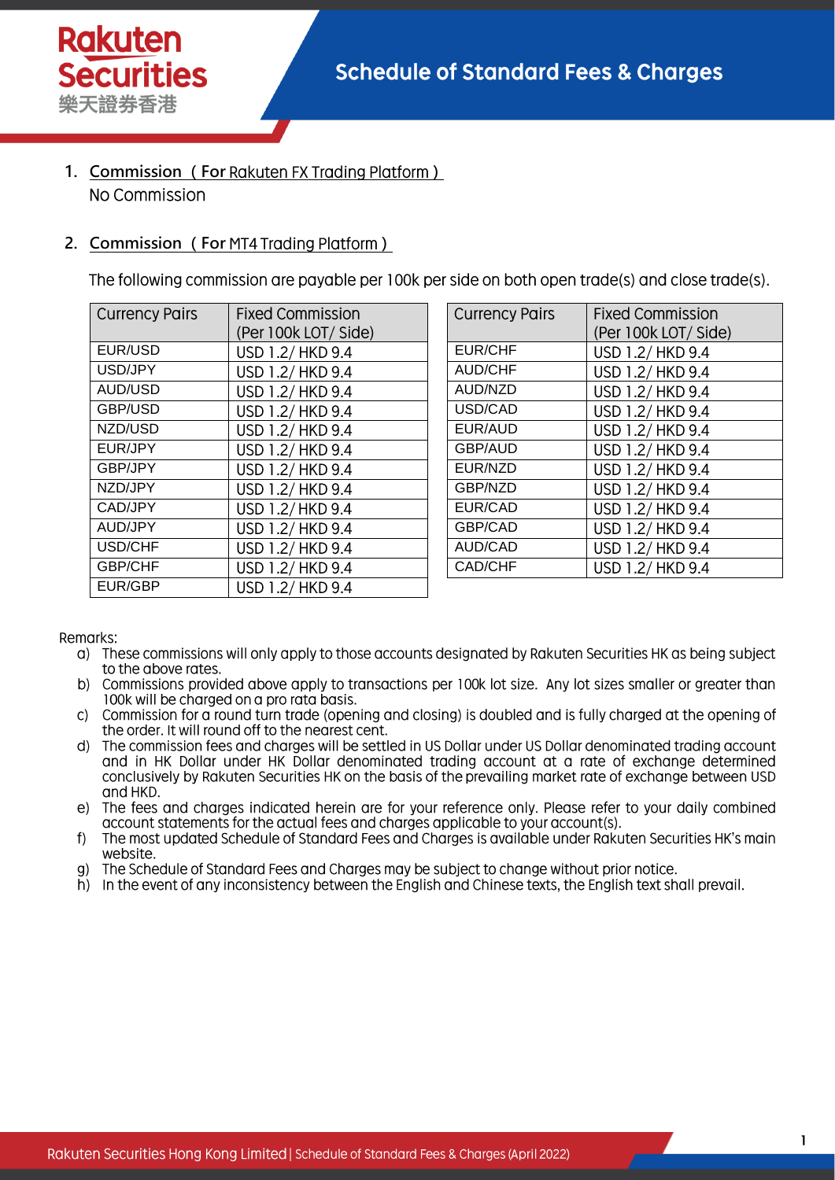# Schedule of Standard Fees & Charges

1. Commission ( For Rakuten FX Trading Platform )

   No Commission

2. Commission ( For MT4 Trading Platform )

   The following commission are payable per 100k per side on both open trade(s) and close trade(s).

| Currency Pairs | Fixed Commission (Per 100k LOT/ Side) |
|---|---|
| EUR/USD | USD 1.2/ HKD 9.4 |
| USD/JPY | USD 1.2/ HKD 9.4 |
| AUD/USD | USD 1.2/ HKD 9.4 |
| GBP/USD | USD 1.2/ HKD 9.4 |
| NZD/USD | USD 1.2/ HKD 9.4 |
| EUR/JPY | USD 1.2/ HKD 9.4 |
| GBP/JPY | USD 1.2/ HKD 9.4 |
| NZD/JPY | USD 1.2/ HKD 9.4 |
| CAD/JPY | USD 1.2/ HKD 9.4 |
| AUD/JPY | USD 1.2/ HKD 9.4 |
| USD/CHF | USD 1.2/ HKD 9.4 |
| GBP/CHF | USD 1.2/ HKD 9.4 |
| EUR/GBP | USD 1.2/ HKD 9.4 |

| Currency Pairs | Fixed Commission (Per 100k LOT/ Side) |
|---|---|
| EUR/CHF | USD 1.2/ HKD 9.4 |
| AUD/CHF | USD 1.2/ HKD 9.4 |
| AUD/NZD | USD 1.2/ HKD 9.4 |
| USD/CAD | USD 1.2/ HKD 9.4 |
| EUR/AUD | USD 1.2/ HKD 9.4 |
| GBP/AUD | USD 1.2/ HKD 9.4 |
| EUR/NZD | USD 1.2/ HKD 9.4 |
| GBP/NZD | USD 1.2/ HKD 9.4 |
| EUR/CAD | USD 1.2/ HKD 9.4 |
| GBP/CAD | USD 1.2/ HKD 9.4 |
| AUD/CAD | USD 1.2/ HKD 9.4 |
| CAD/CHF | USD 1.2/ HKD 9.4 |

Remarks:

a) These commissions will only apply to those accounts designated by Rakuten Securities HK as being subject to the above rates.
b) Commissions provided above apply to transactions per 100k lot size. Any lot sizes smaller or greater than 100k will be charged on a pro rata basis.
c) Commission for a round turn trade (opening and closing) is doubled and is fully charged at the opening of the order. It will round off to the nearest cent.
d) The commission fees and charges will be settled in US Dollar under US Dollar denominated trading account and in HK Dollar under HK Dollar denominated trading account at a rate of exchange determined conclusively by Rakuten Securities HK on the basis of the prevailing market rate of exchange between USD and HKD.
e) The fees and charges indicated herein are for your reference only. Please refer to your daily combined account statements for the actual fees and charges applicable to your account(s).
f) The most updated Schedule of Standard Fees and Charges is available under Rakuten Securities HK's main website.
g) The Schedule of Standard Fees and Charges may be subject to change without prior notice.
h) In the event of any inconsistency between the English and Chinese texts, the English text shall prevail.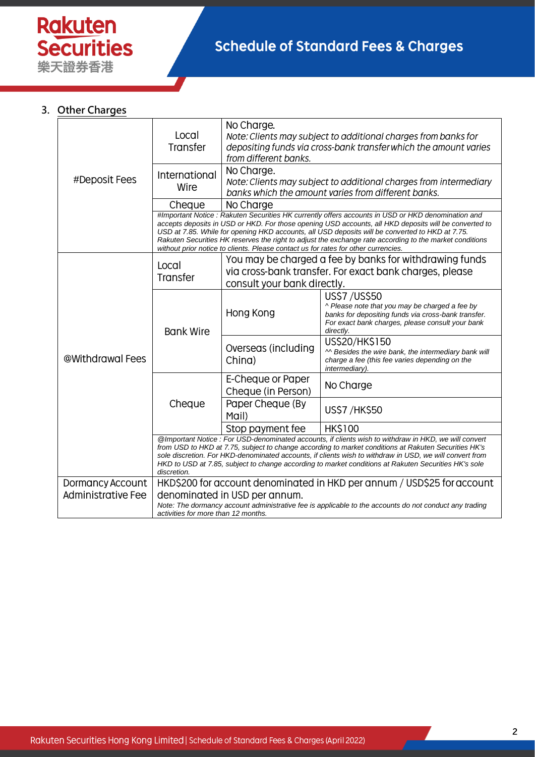## 3. Other Charges

| | | | |
|---|---|---|---|
| #Deposit Fees | Local Transfer | No Charge. *Note: Clients may subject to additional charges from banks for depositing funds via cross-bank transfer which the amount varies from different banks.* | |
| | International Wire | No Charge. *Note: Clients may subject to additional charges from intermediary banks which the amount varies from different banks.* | |
| | Cheque | No Charge | |
| | *#Important Notice : Rakuten Securities HK currently offers accounts in USD or HKD denomination and accepts deposits in USD or HKD. For those opening USD accounts, all HKD deposits will be converted to USD at 7.85. While for opening HKD accounts, all USD deposits will be converted to HKD at 7.75. Rakuten Securities HK reserves the right to adjust the exchange rate according to the market conditions without prior notice to clients. Please contact us for rates for other currencies.* | | |
| @Withdrawal Fees | Local Transfer | You may be charged a fee by banks for withdrawing funds via cross-bank transfer. For exact bank charges, please consult your bank directly. | |
| | Bank Wire | Hong Kong | US$7 /US$50 *^ Please note that you may be charged a fee by banks for depositing funds via cross-bank transfer. For exact bank charges, please consult your bank directly.* |
| | | Overseas (including China) | US$20/HK$150 *^^ Besides the wire bank, the intermediary bank will charge a fee (this fee varies depending on the intermediary).* |
| | Cheque | E-Cheque or Paper Cheque (in Person) | No Charge |
| | | Paper Cheque (By Mail) | US$7 /HK$50 |
| | | Stop payment fee | HK$100 |
| | *@Important Notice : For USD-denominated accounts, if clients wish to withdraw in HKD, we will convert from USD to HKD at 7.75, subject to change according to market conditions at Rakuten Securities HK's sole discretion. For HKD-denominated accounts, if clients wish to withdraw in USD, we will convert from HKD to USD at 7.85, subject to change according to market conditions at Rakuten Securities HK's sole discretion.* | | |
| Dormancy Account Administrative Fee | HKD$200 for account denominated in HKD per annum / USD$25 for account denominated in USD per annum. *Note: The dormancy account administrative fee is applicable to the accounts do not conduct any trading activities for more than 12 months.* | | |